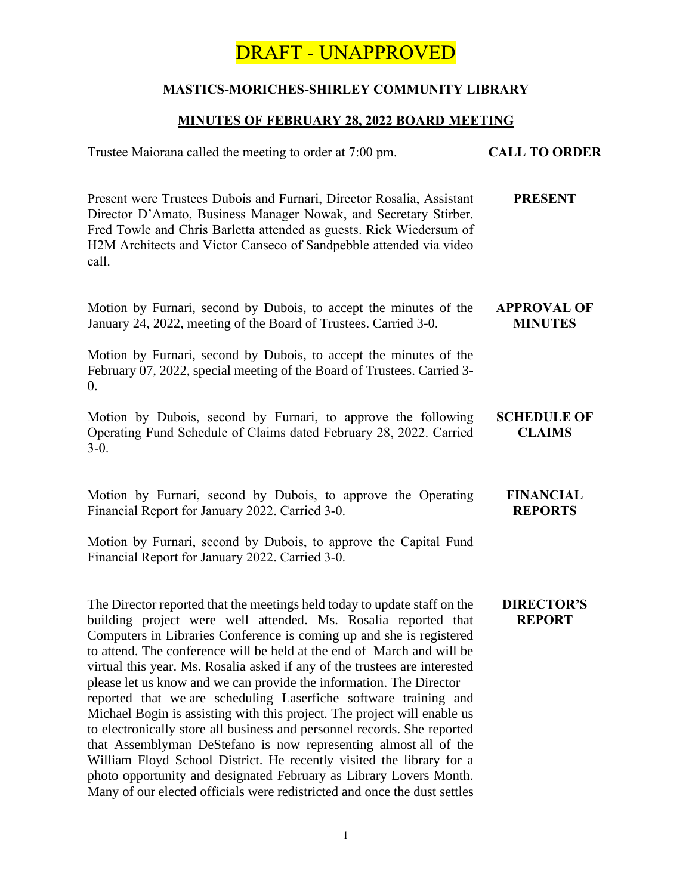DRAFT - UNAPPROVED

# MASTICS-MORICHES-SHIRLEY COMMUNITY LIBRARY

## MINUTES OF FEBRUARY 28, 2022 BOARD MEETING

**CALL TO ORDER**

Trustee Maiorana called the meeting to order at 7:00 pm.

**PRESENT**

Present were Trustees Dubois and Furnari, Director Rosalia, Assistant Director D'Amato, Business Manager Nowak, and Secretary Stirber. Fred Towle and Chris Barletta attended as guests. Rick Wiedersum of H2M Architects and Victor Canseco of Sandpebble attended via video call.

**APPROVAL OF MINUTES**

Motion by Furnari, second by Dubois, to accept the minutes of the January 24, 2022, meeting of the Board of Trustees. Carried 3-0.

Motion by Furnari, second by Dubois, to accept the minutes of the February 07, 2022, special meeting of the Board of Trustees. Carried 3-0.

**SCHEDULE OF CLAIMS**

Motion by Dubois, second by Furnari, to approve the following Operating Fund Schedule of Claims dated February 28, 2022. Carried 3-0.

**FINANCIAL REPORTS**

Motion by Furnari, second by Dubois, to approve the Operating Financial Report for January 2022. Carried 3-0.

Motion by Furnari, second by Dubois, to approve the Capital Fund Financial Report for January 2022. Carried 3-0.

**DIRECTOR'S REPORT**

The Director reported that the meetings held today to update staff on the building project were well attended. Ms. Rosalia reported that Computers in Libraries Conference is coming up and she is registered to attend. The conference will be held at the end of March and will be virtual this year. Ms. Rosalia asked if any of the trustees are interested please let us know and we can provide the information. The Director reported that we are scheduling Laserfiche software training and Michael Bogin is assisting with this project. The project will enable us to electronically store all business and personnel records. She reported that Assemblyman DeStefano is now representing almost all of the William Floyd School District. He recently visited the library for a photo opportunity and designated February as Library Lovers Month. Many of our elected officials were redistricted and once the dust settles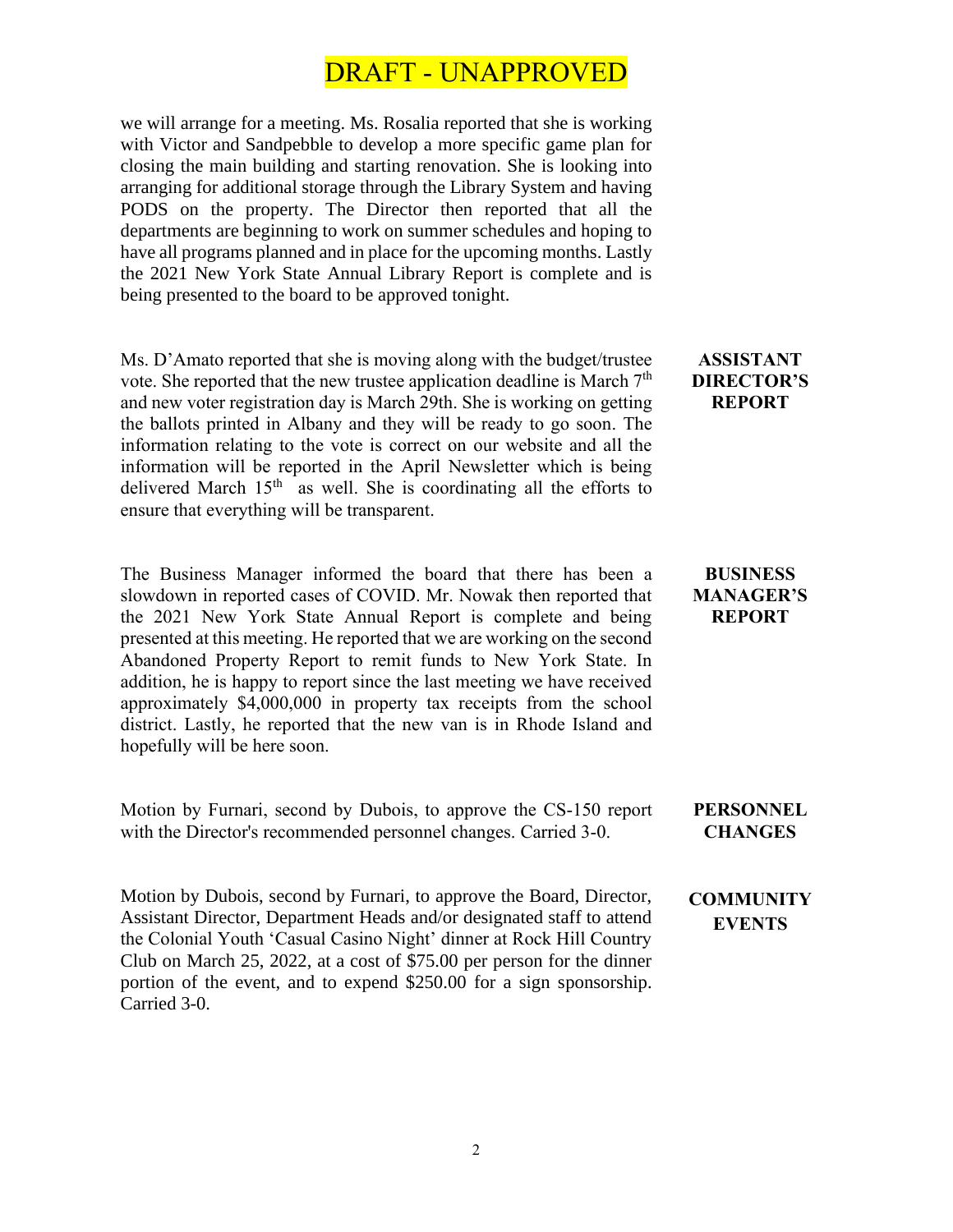DRAFT - UNAPPROVED

we will arrange for a meeting. Ms. Rosalia reported that she is working with Victor and Sandpebble to develop a more specific game plan for closing the main building and starting renovation. She is looking into arranging for additional storage through the Library System and having PODS on the property. The Director then reported that all the departments are beginning to work on summer schedules and hoping to have all programs planned and in place for the upcoming months. Lastly the 2021 New York State Annual Library Report is complete and is being presented to the board to be approved tonight.

**ASSISTANT DIRECTOR'S REPORT**

Ms. D'Amato reported that she is moving along with the budget/trustee vote. She reported that the new trustee application deadline is March 7th and new voter registration day is March 29th. She is working on getting the ballots printed in Albany and they will be ready to go soon. The information relating to the vote is correct on our website and all the information will be reported in the April Newsletter which is being delivered March 15th as well. She is coordinating all the efforts to ensure that everything will be transparent.

**BUSINESS MANAGER'S REPORT**

The Business Manager informed the board that there has been a slowdown in reported cases of COVID. Mr. Nowak then reported that the 2021 New York State Annual Report is complete and being presented at this meeting. He reported that we are working on the second Abandoned Property Report to remit funds to New York State. In addition, he is happy to report since the last meeting we have received approximately $4,000,000 in property tax receipts from the school district. Lastly, he reported that the new van is in Rhode Island and hopefully will be here soon.

**PERSONNEL CHANGES**

Motion by Furnari, second by Dubois, to approve the CS-150 report with the Director's recommended personnel changes. Carried 3-0.

**COMMUNITY EVENTS**

Motion by Dubois, second by Furnari, to approve the Board, Director, Assistant Director, Department Heads and/or designated staff to attend the Colonial Youth 'Casual Casino Night' dinner at Rock Hill Country Club on March 25, 2022, at a cost of $75.00 per person for the dinner portion of the event, and to expend $250.00 for a sign sponsorship. Carried 3-0.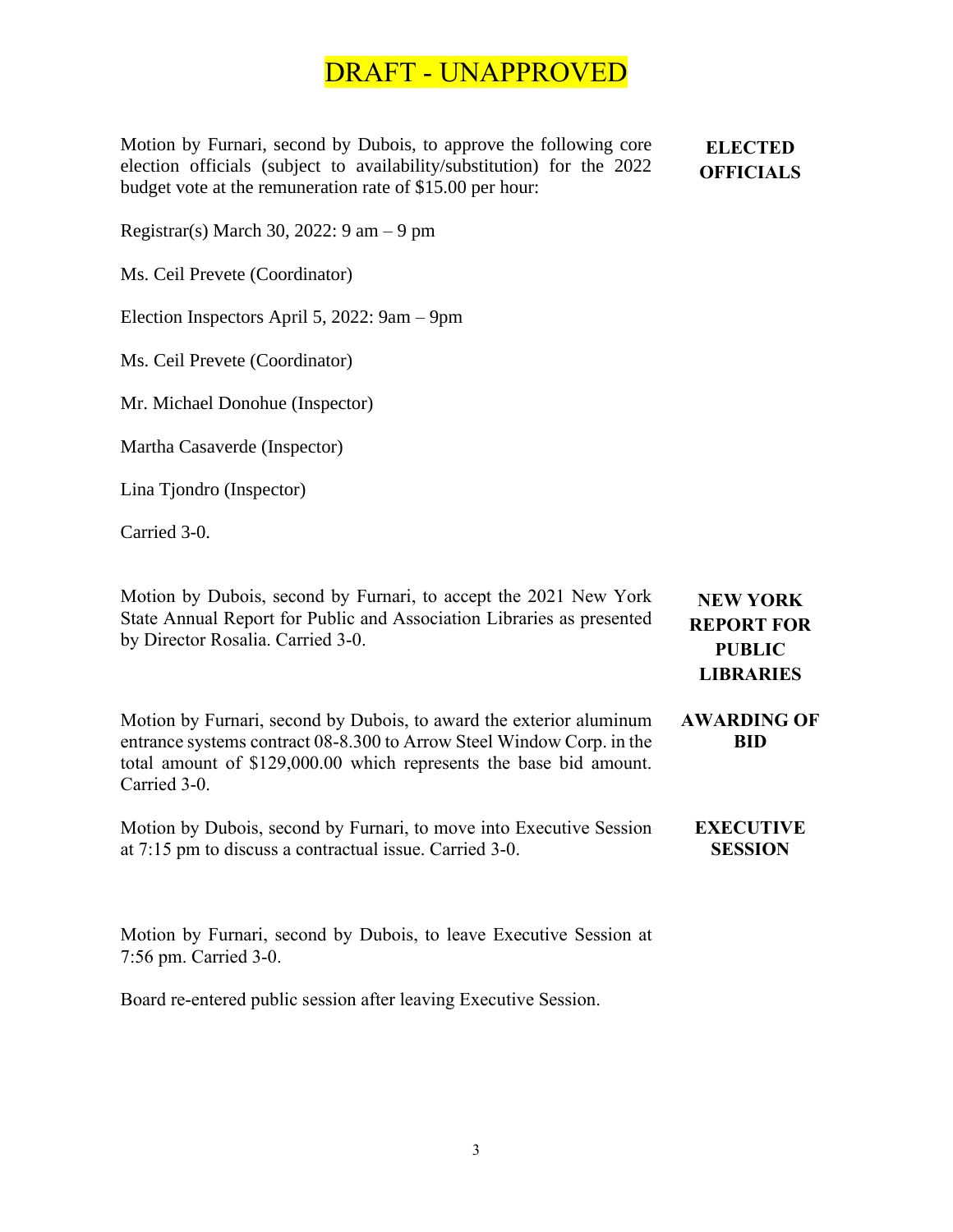DRAFT - UNAPPROVED

**ELECTED OFFICIALS**

Motion by Furnari, second by Dubois, to approve the following core election officials (subject to availability/substitution) for the 2022 budget vote at the remuneration rate of $15.00 per hour:

Registrar(s) March 30, 2022: 9 am – 9 pm

Ms. Ceil Prevete (Coordinator)

Election Inspectors April 5, 2022: 9am – 9pm

Ms. Ceil Prevete (Coordinator)

Mr. Michael Donohue (Inspector)

Martha Casaverde (Inspector)

Lina Tjondro (Inspector)

Carried 3-0.

**NEW YORK REPORT FOR PUBLIC LIBRARIES**

Motion by Dubois, second by Furnari, to accept the 2021 New York State Annual Report for Public and Association Libraries as presented by Director Rosalia. Carried 3-0.

**AWARDING OF BID**

Motion by Furnari, second by Dubois, to award the exterior aluminum entrance systems contract 08-8.300 to Arrow Steel Window Corp. in the total amount of $129,000.00 which represents the base bid amount. Carried 3-0.

**EXECUTIVE SESSION**

Motion by Dubois, second by Furnari, to move into Executive Session at 7:15 pm to discuss a contractual issue. Carried 3-0.

Motion by Furnari, second by Dubois, to leave Executive Session at 7:56 pm. Carried 3-0.

Board re-entered public session after leaving Executive Session.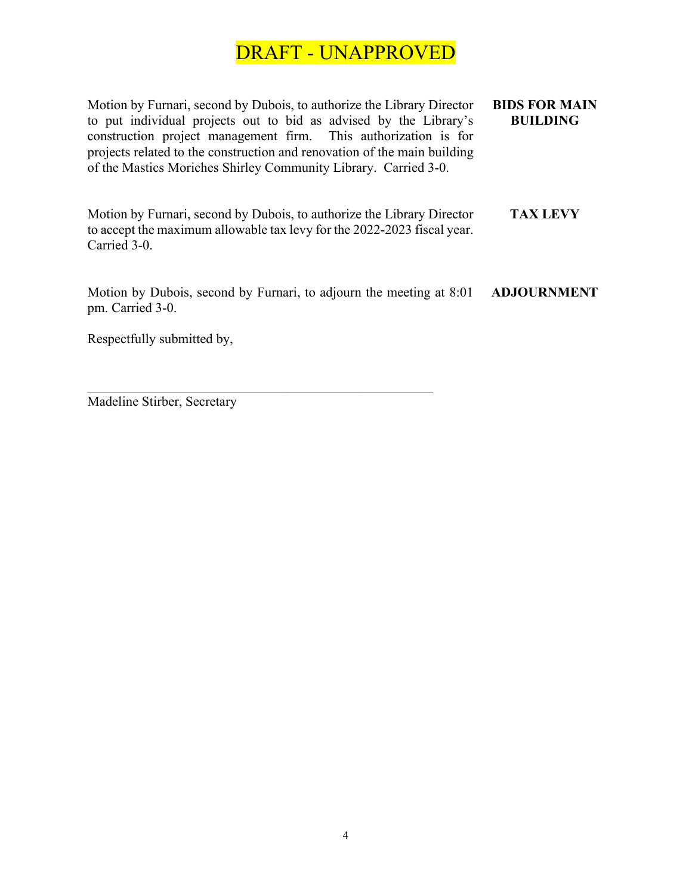DRAFT - UNAPPROVED

**BIDS FOR MAIN BUILDING**

Motion by Furnari, second by Dubois, to authorize the Library Director to put individual projects out to bid as advised by the Library's construction project management firm. This authorization is for projects related to the construction and renovation of the main building of the Mastics Moriches Shirley Community Library. Carried 3-0.

**TAX LEVY**

Motion by Furnari, second by Dubois, to authorize the Library Director to accept the maximum allowable tax levy for the 2022-2023 fiscal year. Carried 3-0.

**ADJOURNMENT**

Motion by Dubois, second by Furnari, to adjourn the meeting at 8:01 pm. Carried 3-0.

Respectfully submitted by,

\_\_\_\_\_\_\_\_\_\_\_\_\_\_\_\_\_\_\_\_\_\_\_\_\_\_\_\_\_\_\_\_\_\_\_\_\_\_\_\_\_\_\_\_\_\_\_\_

Madeline Stirber, Secretary